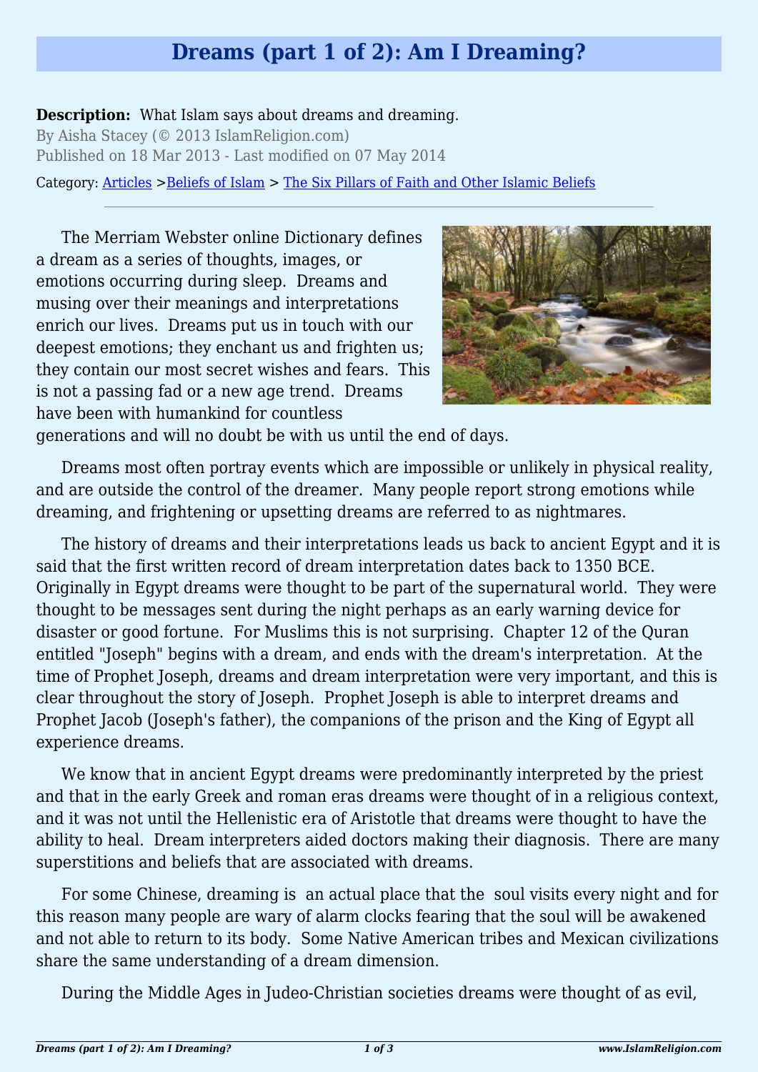# Dreams (part 1 of 2): Am I Dreaming?

**Description:** What Islam says about dreams and dreaming.

By Aisha Stacey (© 2013 IslamReligion.com)

Published on 18 Mar 2013 - Last modified on 07 May 2014

Category: [Articles](#) >[Beliefs of Islam](#) > [The Six Pillars of Faith and Other Islamic Beliefs](#)

---

The Merriam Webster online Dictionary defines a dream as a series of thoughts, images, or emotions occurring during sleep. Dreams and musing over their meanings and interpretations enrich our lives. Dreams put us in touch with our deepest emotions; they enchant us and frighten us; they contain our most secret wishes and fears. This is not a passing fad or a new age trend. Dreams have been with humankind for countless generations and will no doubt be with us until the end of days.

Dreams most often portray events which are impossible or unlikely in physical reality, and are outside the control of the dreamer. Many people report strong emotions while dreaming, and frightening or upsetting dreams are referred to as nightmares.

The history of dreams and their interpretations leads us back to ancient Egypt and it is said that the first written record of dream interpretation dates back to 1350 BCE. Originally in Egypt dreams were thought to be part of the supernatural world. They were thought to be messages sent during the night perhaps as an early warning device for disaster or good fortune. For Muslims this is not surprising. Chapter 12 of the Quran entitled "Joseph" begins with a dream, and ends with the dream's interpretation. At the time of Prophet Joseph, dreams and dream interpretation were very important, and this is clear throughout the story of Joseph. Prophet Joseph is able to interpret dreams and Prophet Jacob (Joseph's father), the companions of the prison and the King of Egypt all experience dreams.

We know that in ancient Egypt dreams were predominantly interpreted by the priest and that in the early Greek and roman eras dreams were thought of in a religious context, and it was not until the Hellenistic era of Aristotle that dreams were thought to have the ability to heal. Dream interpreters aided doctors making their diagnosis. There are many superstitions and beliefs that are associated with dreams.

For some Chinese, dreaming is an actual place that the soul visits every night and for this reason many people are wary of alarm clocks fearing that the soul will be awakened and not able to return to its body. Some Native American tribes and Mexican civilizations share the same understanding of a dream dimension.

During the Middle Ages in Judeo-Christian societies dreams were thought of as evil,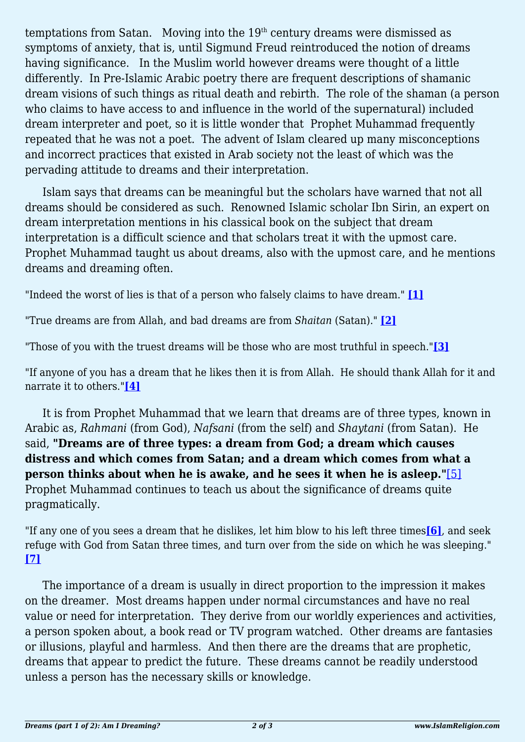temptations from Satan. Moving into the 19th century dreams were dismissed as symptoms of anxiety, that is, until Sigmund Freud reintroduced the notion of dreams having significance. In the Muslim world however dreams were thought of a little differently. In Pre-Islamic Arabic poetry there are frequent descriptions of shamanic dream visions of such things as ritual death and rebirth. The role of the shaman (a person who claims to have access to and influence in the world of the supernatural) included dream interpreter and poet, so it is little wonder that Prophet Muhammad frequently repeated that he was not a poet. The advent of Islam cleared up many misconceptions and incorrect practices that existed in Arab society not the least of which was the pervading attitude to dreams and their interpretation.

Islam says that dreams can be meaningful but the scholars have warned that not all dreams should be considered as such. Renowned Islamic scholar Ibn Sirin, an expert on dream interpretation mentions in his classical book on the subject that dream interpretation is a difficult science and that scholars treat it with the upmost care. Prophet Muhammad taught us about dreams, also with the upmost care, and he mentions dreams and dreaming often.

"Indeed the worst of lies is that of a person who falsely claims to have dream." **[1]**

"True dreams are from Allah, and bad dreams are from *Shaitan* (Satan)." **[2]**

"Those of you with the truest dreams will be those who are most truthful in speech."**[3]**

"If anyone of you has a dream that he likes then it is from Allah. He should thank Allah for it and narrate it to others."**[4]**

It is from Prophet Muhammad that we learn that dreams are of three types, known in Arabic as, *Rahmani* (from God), *Nafsani* (from the self) and *Shaytani* (from Satan). He said, **"Dreams are of three types: a dream from God; a dream which causes distress and which comes from Satan; and a dream which comes from what a person thinks about when he is awake, and he sees it when he is asleep."**[5] Prophet Muhammad continues to teach us about the significance of dreams quite pragmatically.

"If any one of you sees a dream that he dislikes, let him blow to his left three times**[6]**, and seek refuge with God from Satan three times, and turn over from the side on which he was sleeping." **[7]**

The importance of a dream is usually in direct proportion to the impression it makes on the dreamer. Most dreams happen under normal circumstances and have no real value or need for interpretation. They derive from our worldly experiences and activities, a person spoken about, a book read or TV program watched. Other dreams are fantasies or illusions, playful and harmless. And then there are the dreams that are prophetic, dreams that appear to predict the future. These dreams cannot be readily understood unless a person has the necessary skills or knowledge.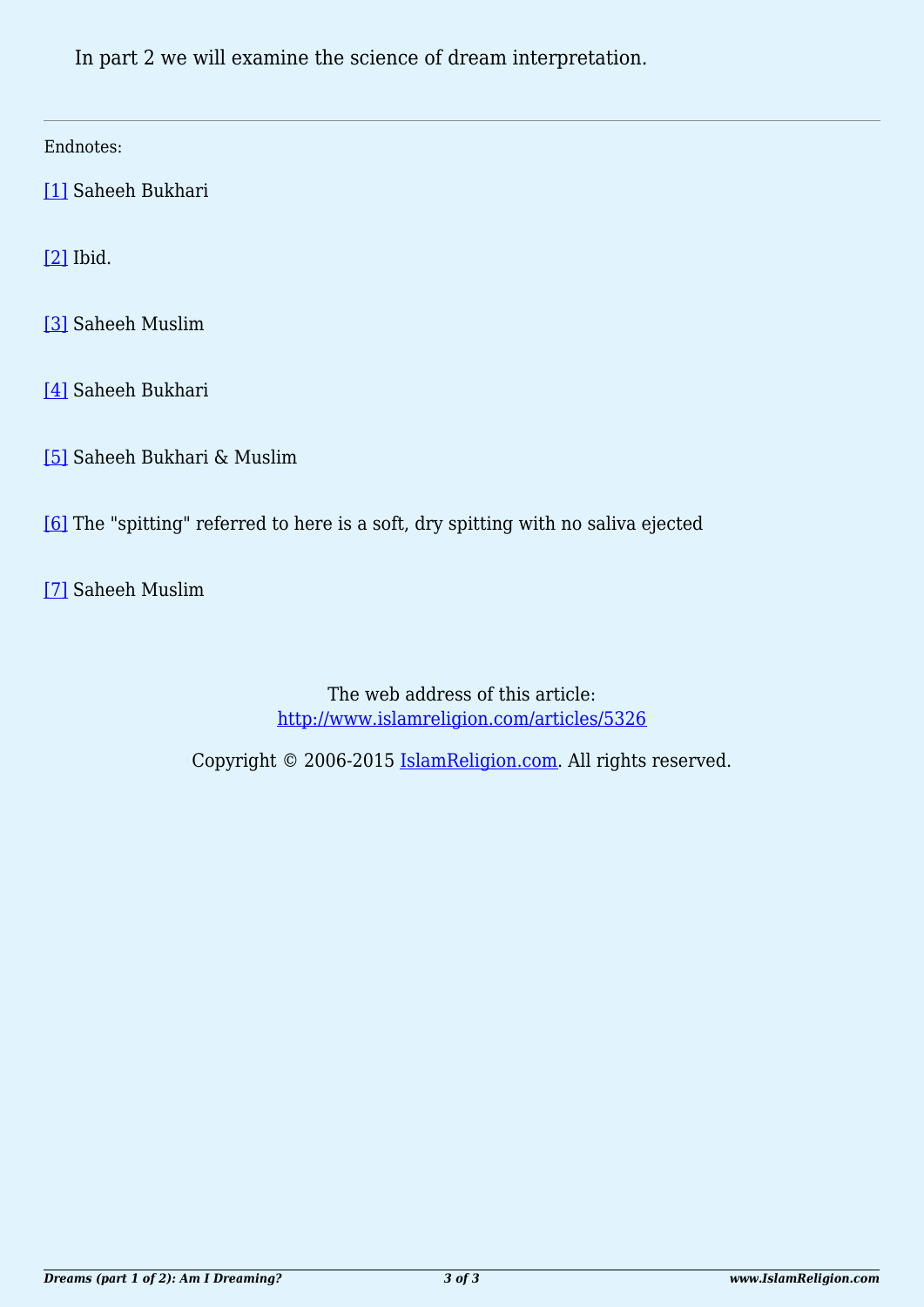In part 2 we will examine the science of dream interpretation.

---

Endnotes:

[1] Saheeh Bukhari

[2] Ibid.

[3] Saheeh Muslim

[4] Saheeh Bukhari

[5] Saheeh Bukhari & Muslim

[6] The "spitting" referred to here is a soft, dry spitting with no saliva ejected

[7] Saheeh Muslim

The web address of this article:
http://www.islamreligion.com/articles/5326

Copyright © 2006-2015 IslamReligion.com. All rights reserved.